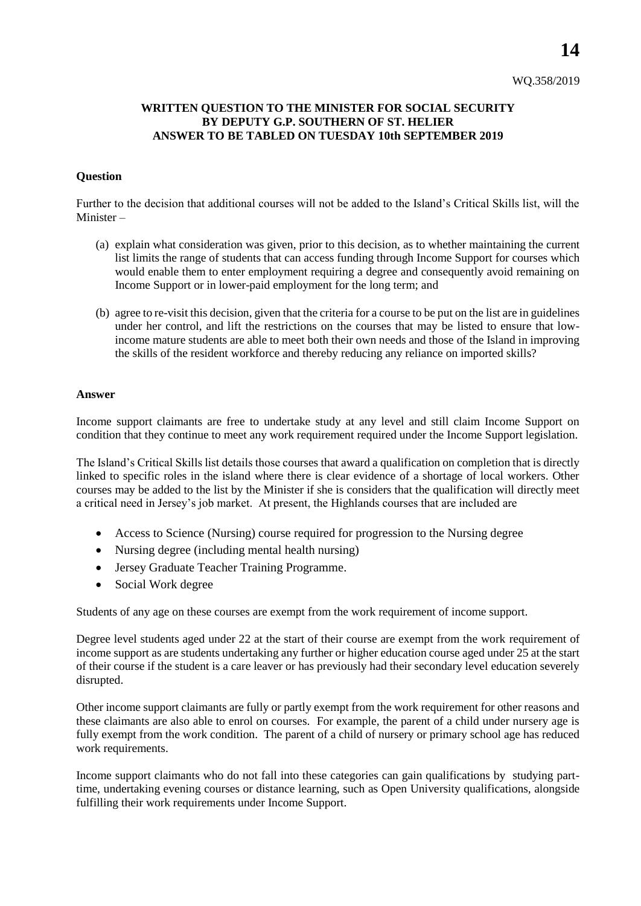WQ.358/2019

**WRITTEN QUESTION TO THE MINISTER FOR SOCIAL SECURITY BY DEPUTY G.P. SOUTHERN OF ST. HELIER ANSWER TO BE TABLED ON TUESDAY 10th SEPTEMBER 2019**

**Question**

Further to the decision that additional courses will not be added to the Island's Critical Skills list, will the Minister –

(a) explain what consideration was given, prior to this decision, as to whether maintaining the current list limits the range of students that can access funding through Income Support for courses which would enable them to enter employment requiring a degree and consequently avoid remaining on Income Support or in lower-paid employment for the long term; and

(b) agree to re-visit this decision, given that the criteria for a course to be put on the list are in guidelines under her control, and lift the restrictions on the courses that may be listed to ensure that low-income mature students are able to meet both their own needs and those of the Island in improving the skills of the resident workforce and thereby reducing any reliance on imported skills?

**Answer**

Income support claimants are free to undertake study at any level and still claim Income Support on condition that they continue to meet any work requirement required under the Income Support legislation.

The Island's Critical Skills list details those courses that award a qualification on completion that is directly linked to specific roles in the island where there is clear evidence of a shortage of local workers. Other courses may be added to the list by the Minister if she is considers that the qualification will directly meet a critical need in Jersey's job market. At present, the Highlands courses that are included are

- Access to Science (Nursing) course required for progression to the Nursing degree
- Nursing degree (including mental health nursing)
- Jersey Graduate Teacher Training Programme.
- Social Work degree

Students of any age on these courses are exempt from the work requirement of income support.

Degree level students aged under 22 at the start of their course are exempt from the work requirement of income support as are students undertaking any further or higher education course aged under 25 at the start of their course if the student is a care leaver or has previously had their secondary level education severely disrupted.

Other income support claimants are fully or partly exempt from the work requirement for other reasons and these claimants are also able to enrol on courses. For example, the parent of a child under nursery age is fully exempt from the work condition. The parent of a child of nursery or primary school age has reduced work requirements.

Income support claimants who do not fall into these categories can gain qualifications by studying part-time, undertaking evening courses or distance learning, such as Open University qualifications, alongside fulfilling their work requirements under Income Support.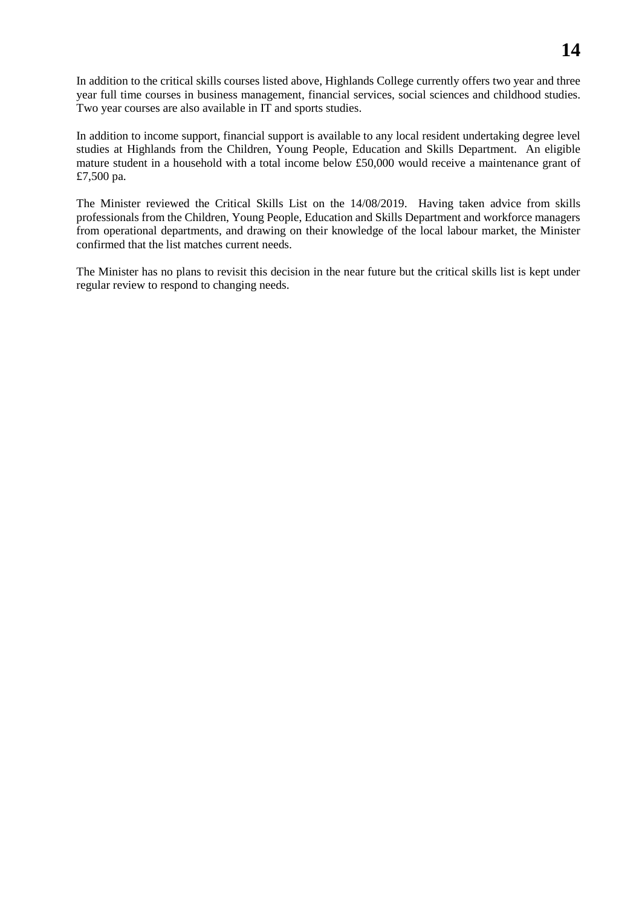In addition to the critical skills courses listed above, Highlands College currently offers two year and three year full time courses in business management, financial services, social sciences and childhood studies. Two year courses are also available in IT and sports studies.

In addition to income support, financial support is available to any local resident undertaking degree level studies at Highlands from the Children, Young People, Education and Skills Department. An eligible mature student in a household with a total income below £50,000 would receive a maintenance grant of £7,500 pa.

The Minister reviewed the Critical Skills List on the 14/08/2019. Having taken advice from skills professionals from the Children, Young People, Education and Skills Department and workforce managers from operational departments, and drawing on their knowledge of the local labour market, the Minister confirmed that the list matches current needs.

The Minister has no plans to revisit this decision in the near future but the critical skills list is kept under regular review to respond to changing needs.